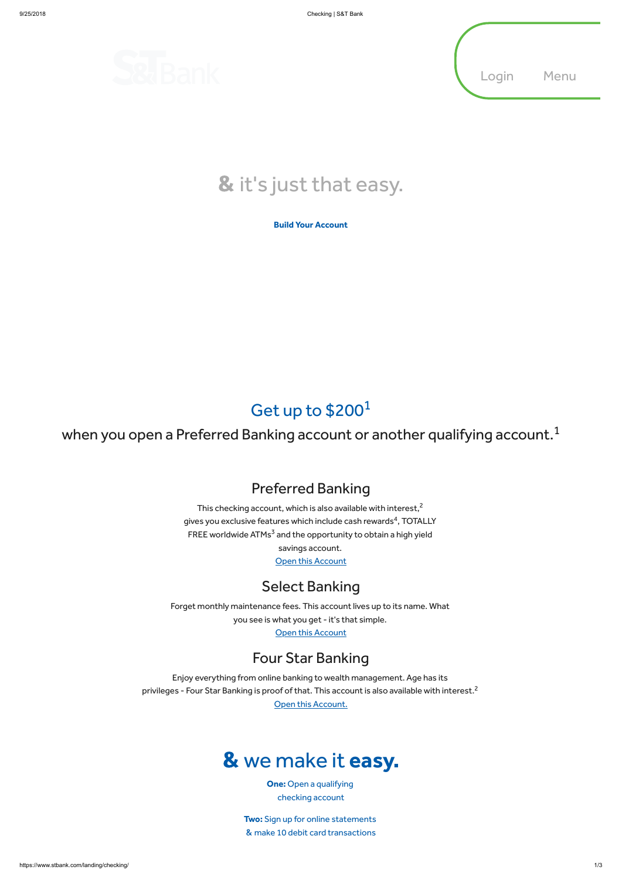Login Menu

# & it's just that easy.

**Build Your Account**

## Get up to $200[1]

when you open a Preferred Banking account or another qualifying account.[1]

### Preferred Banking

This checking account, which is also available with interest,[2] gives you exclusive features which include cash rewards[4], TOTALLY FREE worldwide ATMs[3] and the opportunity to obtain a high yield savings account.

Open this Account

### Select Banking

Forget monthly maintenance fees. This account lives up to its name. What you see is what you get - it's that simple.

Open this Account

### Four Star Banking

Enjoy everything from online banking to wealth management. Age has its privileges - Four Star Banking is proof of that. This account is also available with interest.[2]

Open this Account.

## & we make it **easy.**

**One:** Open a qualifying checking account

**Two:** Sign up for online statements & make 10 debit card transactions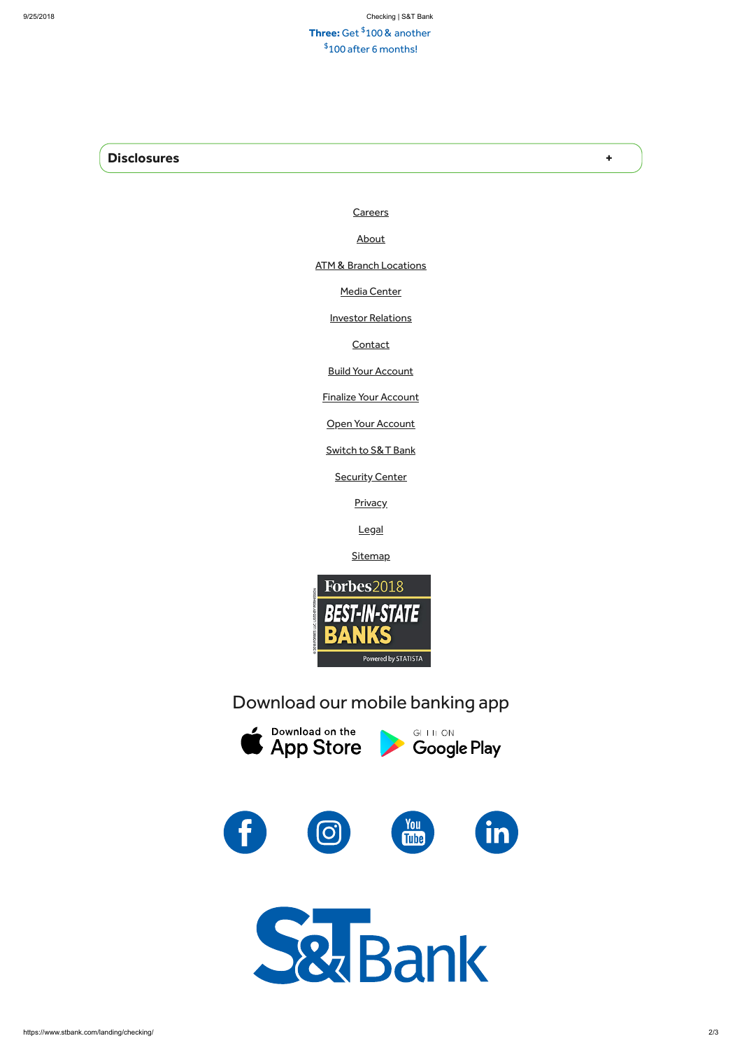**Three:** Get $100 & another $100 after 6 months!

## Disclosures +

Careers

About

ATM & Branch Locations

Media Center

Investor Relations

Contact

Build Your Account

Finalize Your Account

Open Your Account

Switch to S&T Bank

Security Center

Privacy

Legal

Sitemap

Forbes 2018 BEST-IN-STATE BANKS Powered by STATISTA

Download our mobile banking app

Download on the App Store

GET IT ON Google Play

S&T Bank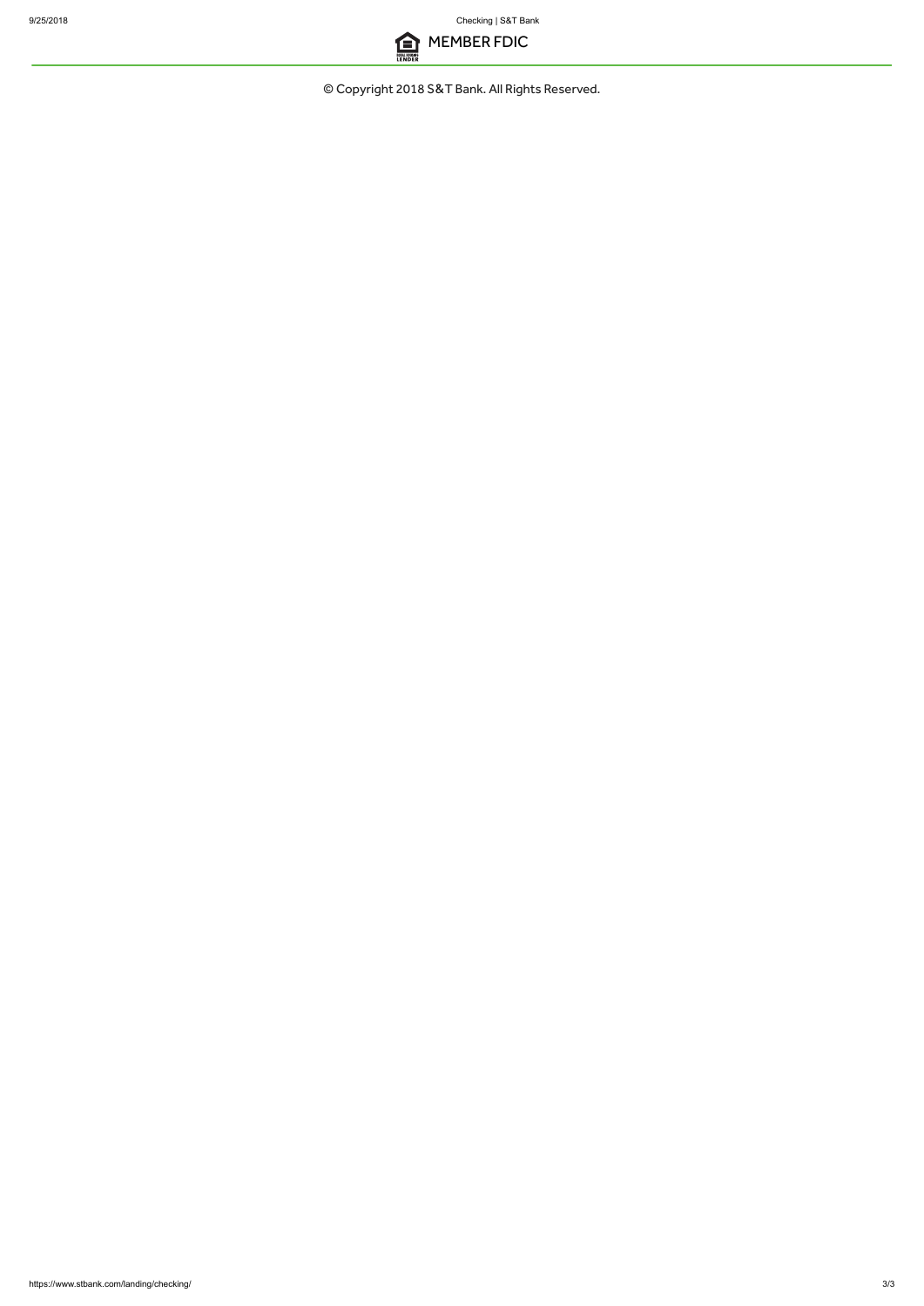MEMBER FDIC

© Copyright 2018 S&T Bank. All Rights Reserved.